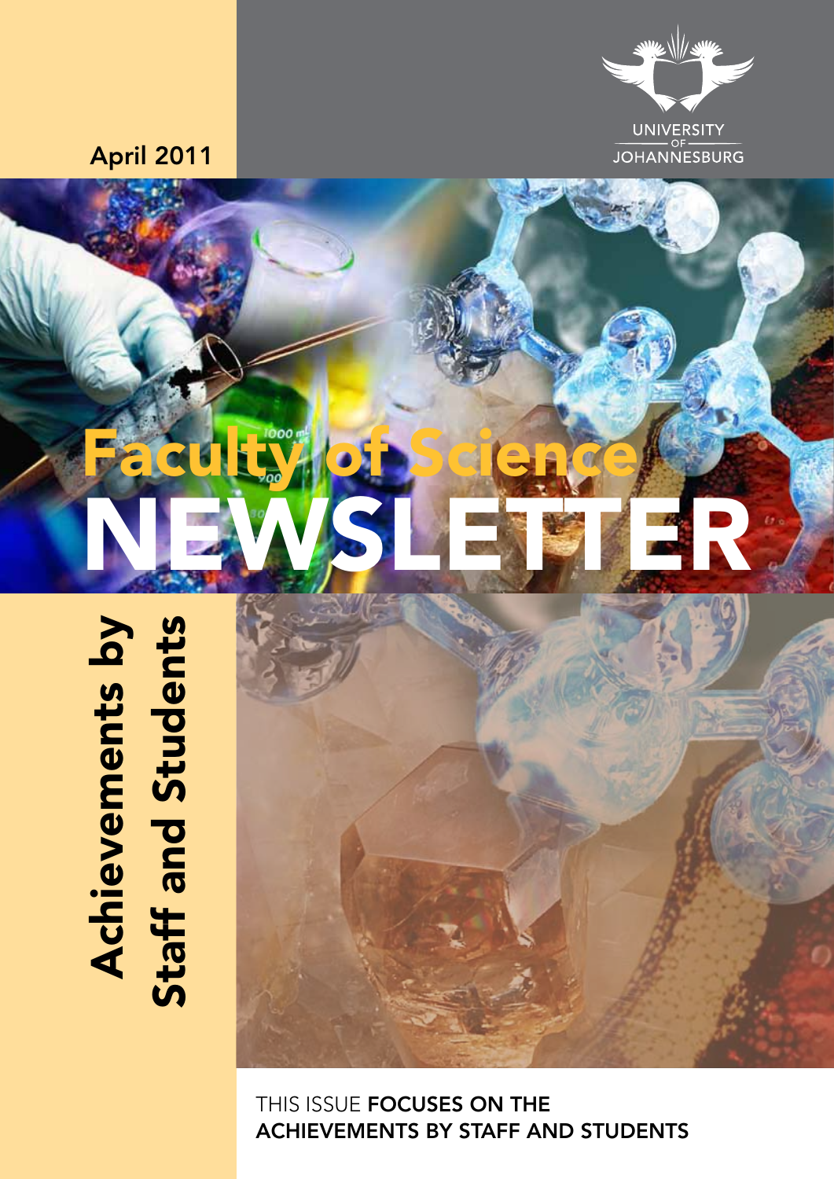April 2011

UNIVERSITY OF JOHANNESBURG

# Faculty of Science NEWSLETTER

## Achievements by Staff and Students

THIS ISSUE **FOCUSES ON THE ACHIEVEMENTS BY STAFF AND STUDENTS**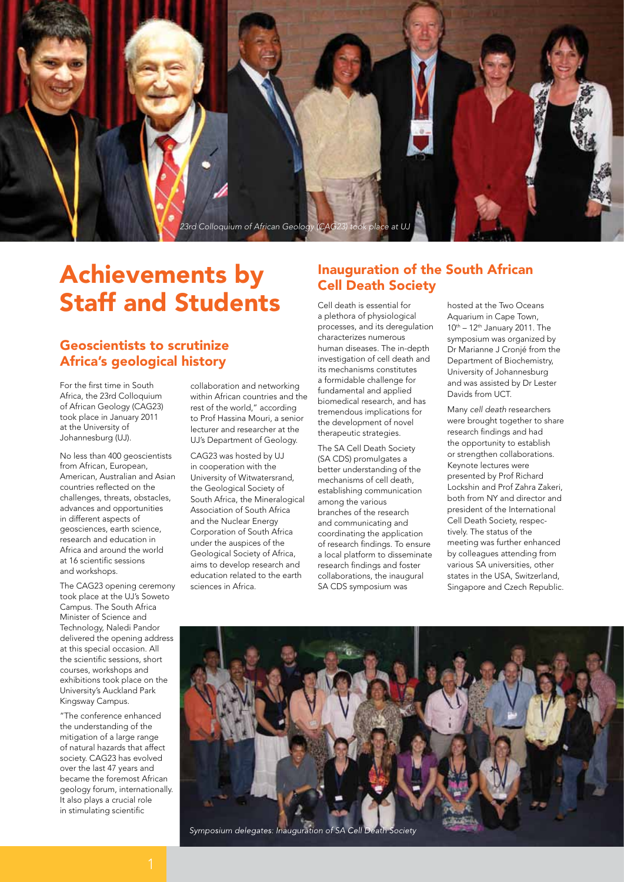23rd Colloquium of African Geology (CAG23) took place at UJ

# Achievements by Staff and Students

## Geoscientists to scrutinize Africa's geological history

For the first time in South Africa, the 23rd Colloquium of African Geology (CAG23) took place in January 2011 at the University of Johannesburg (UJ).

No less than 400 geoscientists from African, European, American, Australian and Asian countries reflected on the challenges, threats, obstacles, advances and opportunities in different aspects of geosciences, earth science, research and education in Africa and around the world at 16 scientific sessions and workshops.

The CAG23 opening ceremony took place at the UJ's Soweto Campus. The South Africa Minister of Science and Technology, Naledi Pandor delivered the opening address at this special occasion. All the scientific sessions, short courses, workshops and exhibitions took place on the University's Auckland Park Kingsway Campus.

"The conference enhanced the understanding of the mitigation of a large range of natural hazards that affect society. CAG23 has evolved over the last 47 years and became the foremost African geology forum, internationally. It also plays a crucial role in stimulating scientific collaboration and networking within African countries and the rest of the world," according to Prof Hassina Mouri, a senior lecturer and researcher at the UJ's Department of Geology.

CAG23 was hosted by UJ in cooperation with the University of Witwatersrand, the Geological Society of South Africa, the Mineralogical Association of South Africa and the Nuclear Energy Corporation of South Africa under the auspices of the Geological Society of Africa, aims to develop research and education related to the earth sciences in Africa.

## Inauguration of the South African Cell Death Society

Cell death is essential for a plethora of physiological processes, and its deregulation characterizes numerous human diseases. The in-depth investigation of cell death and its mechanisms constitutes a formidable challenge for fundamental and applied biomedical research, and has tremendous implications for the development of novel therapeutic strategies.

The SA Cell Death Society (SA CDS) promulgates a better understanding of the mechanisms of cell death, establishing communication among the various branches of the research and communicating and coordinating the application of research findings. To ensure a local platform to disseminate research findings and foster collaborations, the inaugural SA CDS symposium was hosted at the Two Oceans Aquarium in Cape Town, 10th – 12th January 2011. The symposium was organized by Dr Marianne J Cronjé from the Department of Biochemistry, University of Johannesburg and was assisted by Dr Lester Davids from UCT.

Many *cell death* researchers were brought together to share research findings and had the opportunity to establish or strengthen collaborations. Keynote lectures were presented by Prof Richard Lockshin and Prof Zahra Zakeri, both from NY and director and president of the International Cell Death Society, respectively. The status of the meeting was further enhanced by colleagues attending from various SA universities, other states in the USA, Switzerland, Singapore and Czech Republic.

Symposium delegates: Inauguration of SA Cell Death Society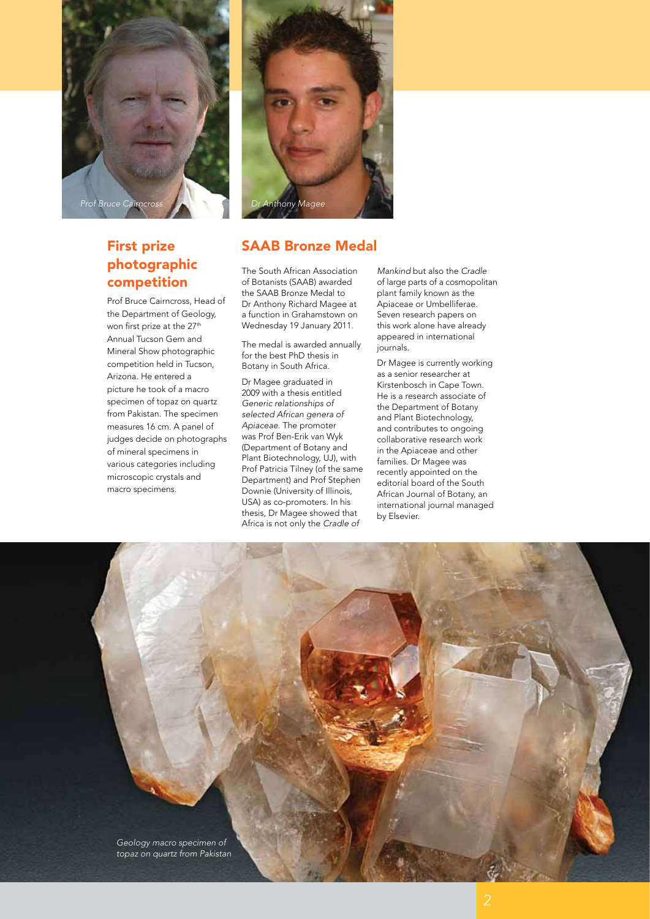Prof Bruce Cairncross

Dr Anthony Magee

## First prize photographic competition

Prof Bruce Cairncross, Head of the Department of Geology, won first prize at the 27th Annual Tucson Gem and Mineral Show photographic competition held in Tucson, Arizona. He entered a picture he took of a macro specimen of topaz on quartz from Pakistan. The specimen measures 16 cm. A panel of judges decide on photographs of mineral specimens in various categories including microscopic crystals and macro specimens.

## SAAB Bronze Medal

The South African Association of Botanists (SAAB) awarded the SAAB Bronze Medal to Dr Anthony Richard Magee at a function in Grahamstown on Wednesday 19 January 2011.

The medal is awarded annually for the best PhD thesis in Botany in South Africa.

Dr Magee graduated in 2009 with a thesis entitled *Generic relationships of selected African genera of Apiaceae*. The promoter was Prof Ben-Erik van Wyk (Department of Botany and Plant Biotechnology, UJ), with Prof Patricia Tilney (of the same Department) and Prof Stephen Downie (University of Illinois, USA) as co-promoters. In his thesis, Dr Magee showed that Africa is not only the *Cradle of Mankind* but also the *Cradle* of large parts of a cosmopolitan plant family known as the Apiaceae or Umbelliferae. Seven research papers on this work alone have already appeared in international journals.

Dr Magee is currently working as a senior researcher at Kirstenbosch in Cape Town. He is a research associate of the Department of Botany and Plant Biotechnology, and contributes to ongoing collaborative research work in the Apiaceae and other families. Dr Magee was recently appointed on the editorial board of the South African Journal of Botany, an international journal managed by Elsevier.

*Geology macro specimen of topaz on quartz from Pakistan*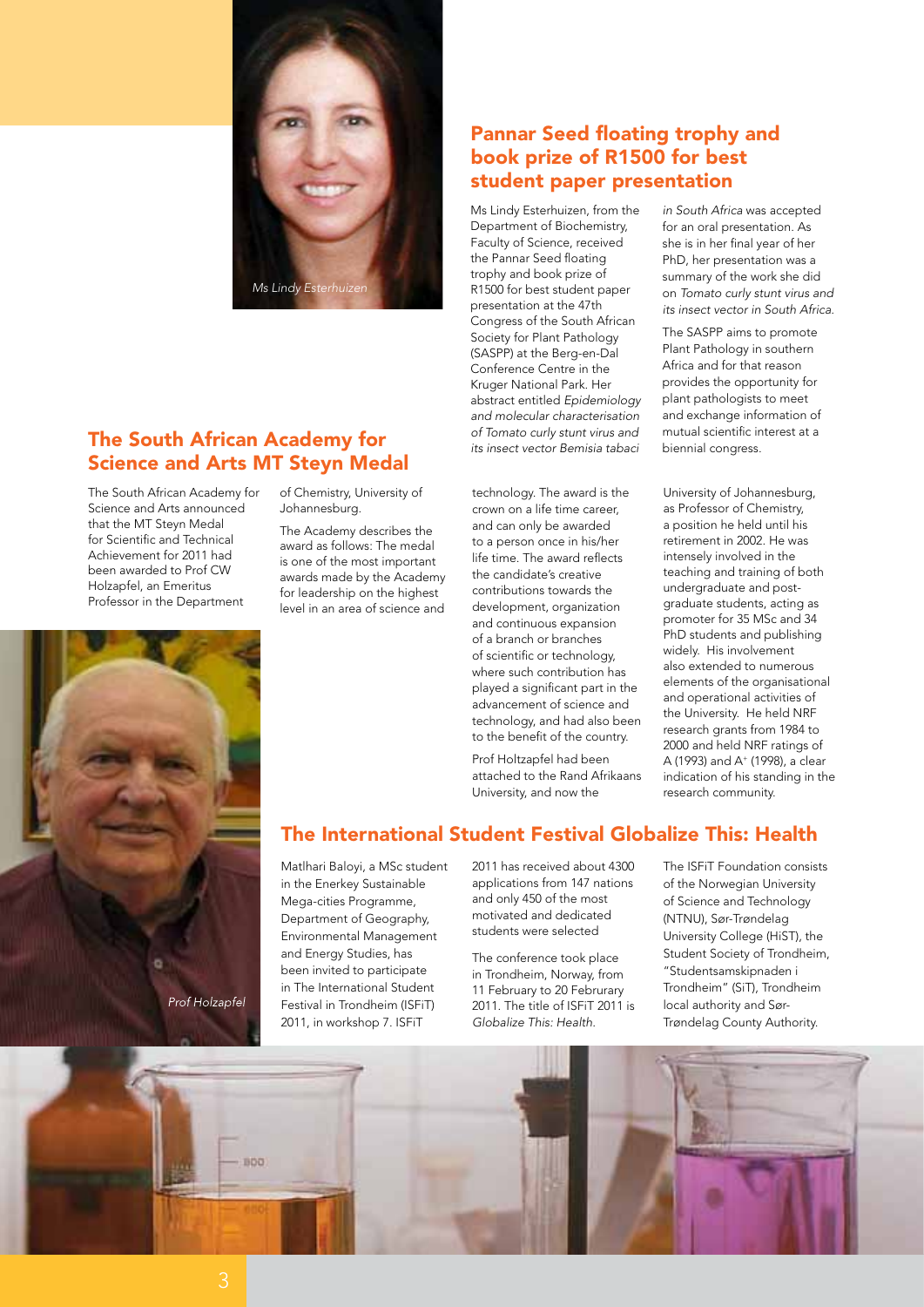## Pannar Seed floating trophy and book prize of R1500 for best student paper presentation

Ms Lindy Esterhuizen, from the Department of Biochemistry, Faculty of Science, received the Pannar Seed floating trophy and book prize of R1500 for best student paper presentation at the 47th Congress of the South African Society for Plant Pathology (SASPP) at the Berg-en-Dal Conference Centre in the Kruger National Park. Her abstract entitled *Epidemiology and molecular characterisation of Tomato curly stunt virus and its insect vector Bemisia tabaci in South Africa* was accepted for an oral presentation. As she is in her final year of her PhD, her presentation was a summary of the work she did on *Tomato curly stunt virus and its insect vector in South Africa.*

The SASPP aims to promote Plant Pathology in southern Africa and for that reason provides the opportunity for plant pathologists to meet and exchange information of mutual scientific interest at a biennial congress.

Ms Lindy Esterhuizen

## The South African Academy for Science and Arts MT Steyn Medal

The South African Academy for Science and Arts announced that the MT Steyn Medal for Scientific and Technical Achievement for 2011 had been awarded to Prof CW Holzapfel, an Emeritus Professor in the Department of Chemistry, University of Johannesburg.

The Academy describes the award as follows: The medal is one of the most important awards made by the Academy for leadership on the highest level in an area of science and technology. The award is the crown on a life time career, and can only be awarded to a person once in his/her life time. The award reflects the candidate's creative contributions towards the development, organization and continuous expansion of a branch or branches of scientific or technology, where such contribution has played a significant part in the advancement of science and technology, and had also been to the benefit of the country.

Prof Holtzapfel had been attached to the Rand Afrikaans University, and now the University of Johannesburg, as Professor of Chemistry, a position he held until his retirement in 2002. He was intensely involved in the teaching and training of both undergraduate and post-graduate students, acting as promoter for 35 MSc and 34 PhD students and publishing widely. His involvement also extended to numerous elements of the organisational and operational activities of the University. He held NRF research grants from 1984 to 2000 and held NRF ratings of A (1993) and A+ (1998), a clear indication of his standing in the research community.

Prof Holzapfel

## The International Student Festival Globalize This: Health

Matlhari Baloyi, a MSc student in the Enerkey Sustainable Mega-cities Programme, Department of Geography, Environmental Management and Energy Studies, has been invited to participate in The International Student Festival in Trondheim (ISFiT) 2011, in workshop 7. ISFiT 2011 has received about 4300 applications from 147 nations and only 450 of the most motivated and dedicated students were selected

The conference took place in Trondheim, Norway, from 11 February to 20 Februrary 2011. The title of ISFiT 2011 is *Globalize This: Health.*

The ISFiT Foundation consists of the Norwegian University of Science and Technology (NTNU), Sør-Trøndelag University College (HiST), the Student Society of Trondheim, "Studentsamskipnaden i Trondheim" (SiT), Trondheim local authority and Sør-Trøndelag County Authority.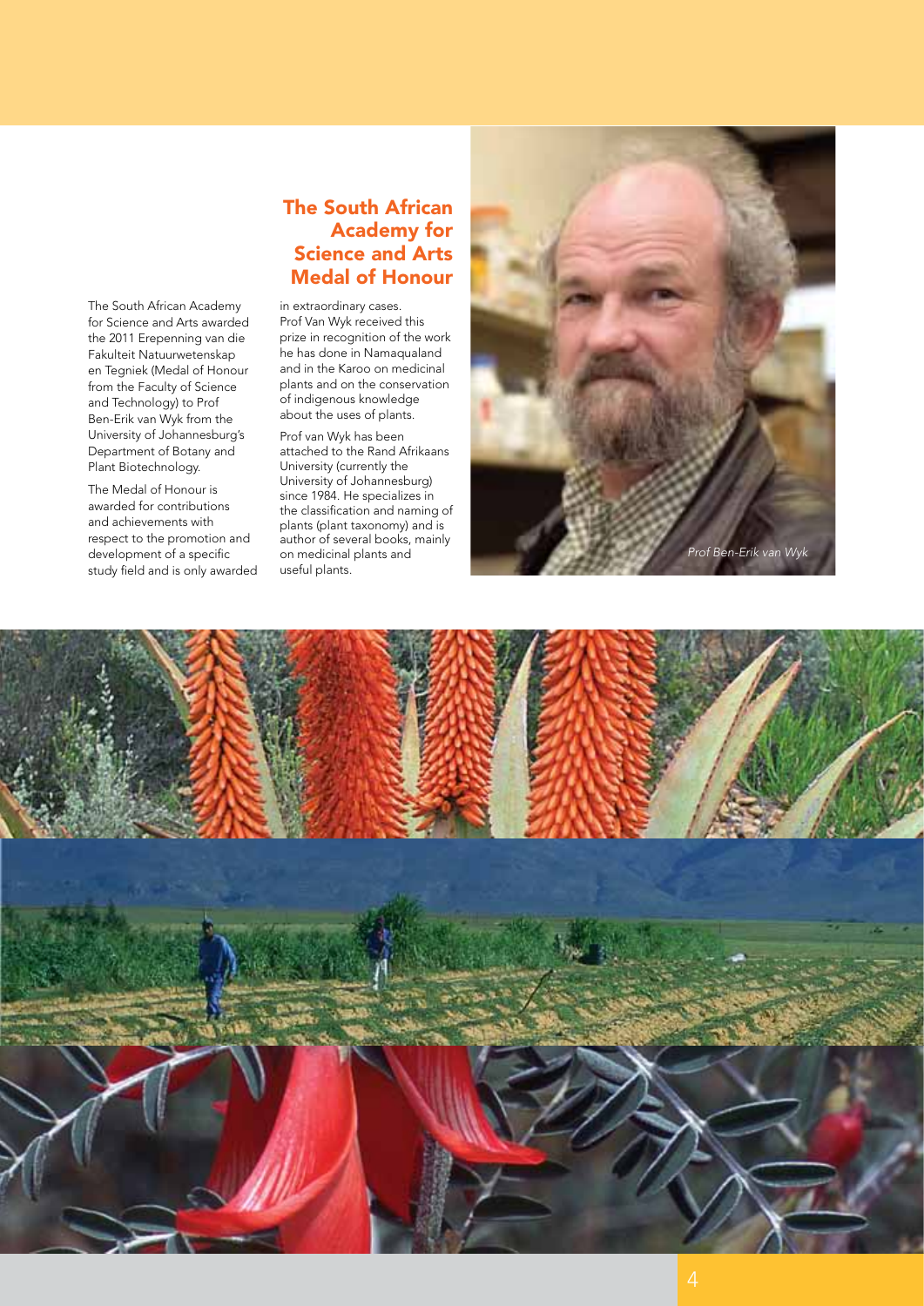## The South African Academy for Science and Arts Medal of Honour

The South African Academy for Science and Arts awarded the 2011 Erepenning van die Fakulteit Natuurwetenskap en Tegniek (Medal of Honour from the Faculty of Science and Technology) to Prof Ben-Erik van Wyk from the University of Johannesburg's Department of Botany and Plant Biotechnology.

The Medal of Honour is awarded for contributions and achievements with respect to the promotion and development of a specific study field and is only awarded in extraordinary cases. Prof Van Wyk received this prize in recognition of the work he has done in Namaqualand and in the Karoo on medicinal plants and on the conservation of indigenous knowledge about the uses of plants.

Prof van Wyk has been attached to the Rand Afrikaans University (currently the University of Johannesburg) since 1984. He specializes in the classification and naming of plants (plant taxonomy) and is author of several books, mainly on medicinal plants and useful plants.

*Prof Ben-Erik van Wyk*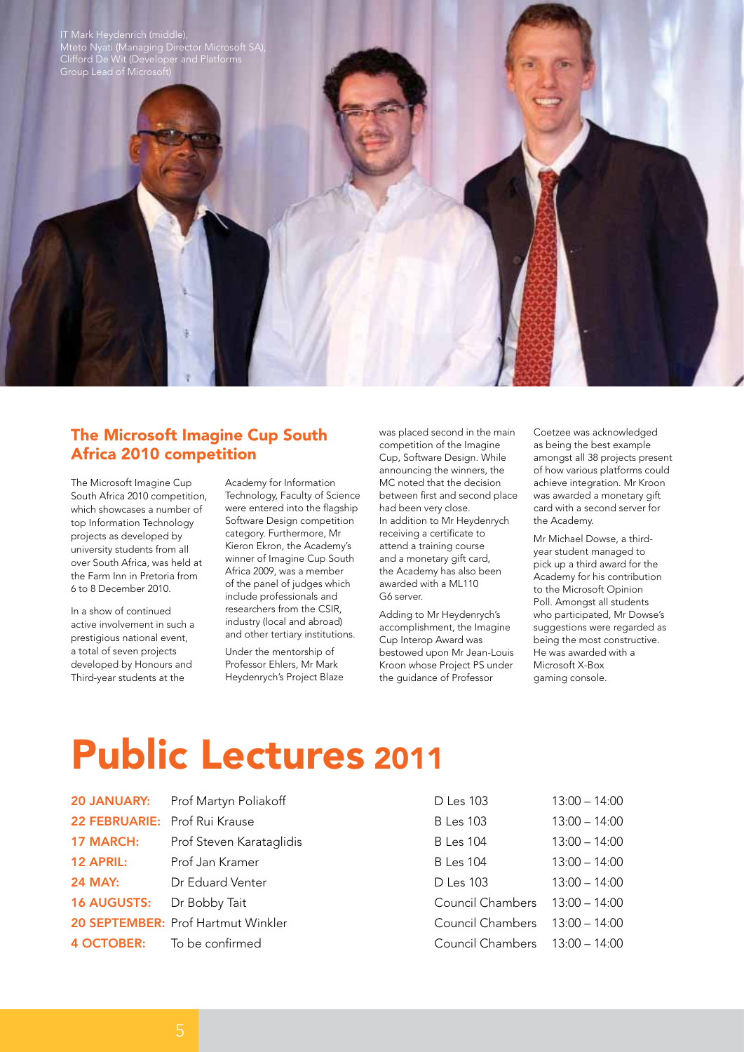IT Mark Heydenrich (middle), Mteto Nyati (Managing Director Microsoft SA), Clifford De Wit (Developer and Platforms Group Lead of Microsoft)

## The Microsoft Imagine Cup South Africa 2010 competition

The Microsoft Imagine Cup South Africa 2010 competition, which showcases a number of top Information Technology projects as developed by university students from all over South Africa, was held at the Farm Inn in Pretoria from 6 to 8 December 2010.

In a show of continued active involvement in such a prestigious national event, a total of seven projects developed by Honours and Third-year students at the Academy for Information Technology, Faculty of Science were entered into the flagship Software Design competition category. Furthermore, Mr Kieron Ekron, the Academy's winner of Imagine Cup South Africa 2009, was a member of the panel of judges which include professionals and researchers from the CSIR, industry (local and abroad) and other tertiary institutions.

Under the mentorship of Professor Ehlers, Mr Mark Heydenrych's Project Blaze was placed second in the main competition of the Imagine Cup, Software Design. While announcing the winners, the MC noted that the decision between first and second place had been very close. In addition to Mr Heydenrych receiving a certificate to attend a training course and a monetary gift card, the Academy has also been awarded with a ML110 G6 server.

Adding to Mr Heydenrych's accomplishment, the Imagine Cup Interop Award was bestowed upon Mr Jean-Louis Kroon whose Project PS under the guidance of Professor Coetzee was acknowledged as being the best example amongst all 38 projects present of how various platforms could achieve integration. Mr Kroon was awarded a monetary gift card with a second server for the Academy.

Mr Michael Dowse, a third-year student managed to pick up a third award for the Academy for his contribution to the Microsoft Opinion Poll. Amongst all students who participated, Mr Dowse's suggestions were regarded as being the most constructive. He was awarded with a Microsoft X-Box gaming console.

# Public Lectures 2011

| Date | Speaker | Venue | Time |
|---|---|---|---|
| **20 JANUARY:** | Prof Martyn Poliakoff | D Les 103 | 13:00 – 14:00 |
| **22 FEBRUARIE:** | Prof Rui Krause | B Les 103 | 13:00 – 14:00 |
| **17 MARCH:** | Prof Steven Karataglidis | B Les 104 | 13:00 – 14:00 |
| **12 APRIL:** | Prof Jan Kramer | B Les 104 | 13:00 – 14:00 |
| **24 MAY:** | Dr Eduard Venter | D Les 103 | 13:00 – 14:00 |
| **16 AUGUSTS:** | Dr Bobby Tait | Council Chambers | 13:00 – 14:00 |
| **20 SEPTEMBER:** | Prof Hartmut Winkler | Council Chambers | 13:00 – 14:00 |
| **4 OCTOBER:** | To be confirmed | Council Chambers | 13:00 – 14:00 |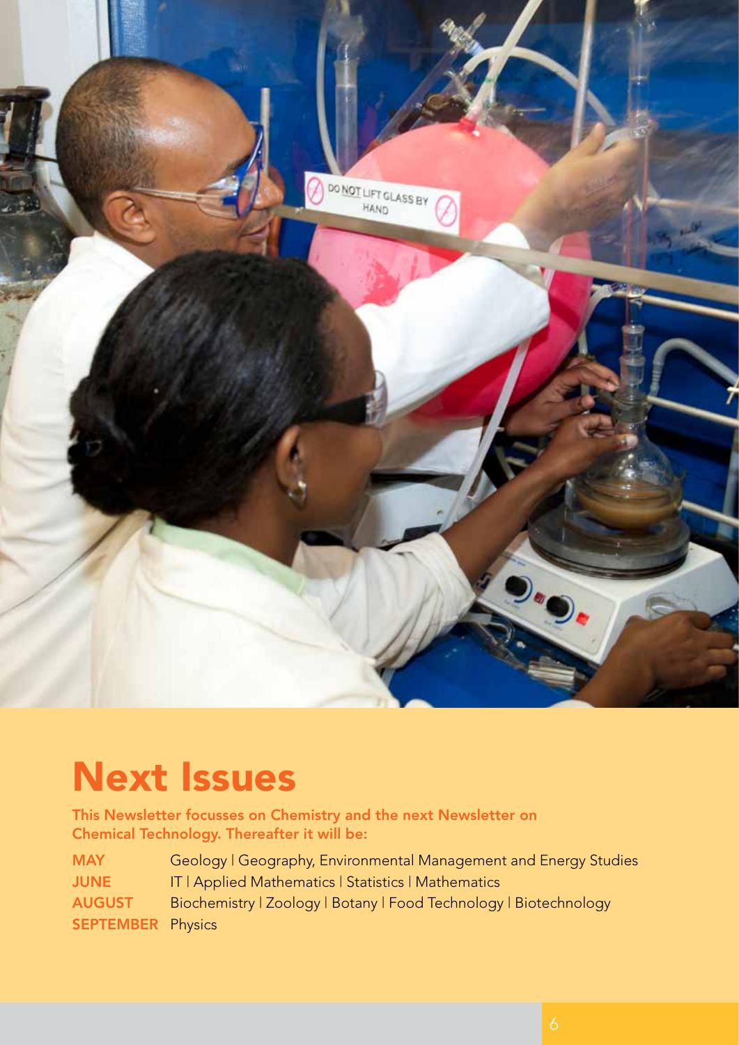# Next Issues

**This Newsletter focusses on Chemistry and the next Newsletter on Chemical Technology. Thereafter it will be:**

| | |
|---|---|
| **MAY** | Geology \| Geography, Environmental Management and Energy Studies |
| **JUNE** | IT \| Applied Mathematics \| Statistics \| Mathematics |
| **AUGUST** | Biochemistry \| Zoology \| Botany \| Food Technology \| Biotechnology |
| **SEPTEMBER** | Physics |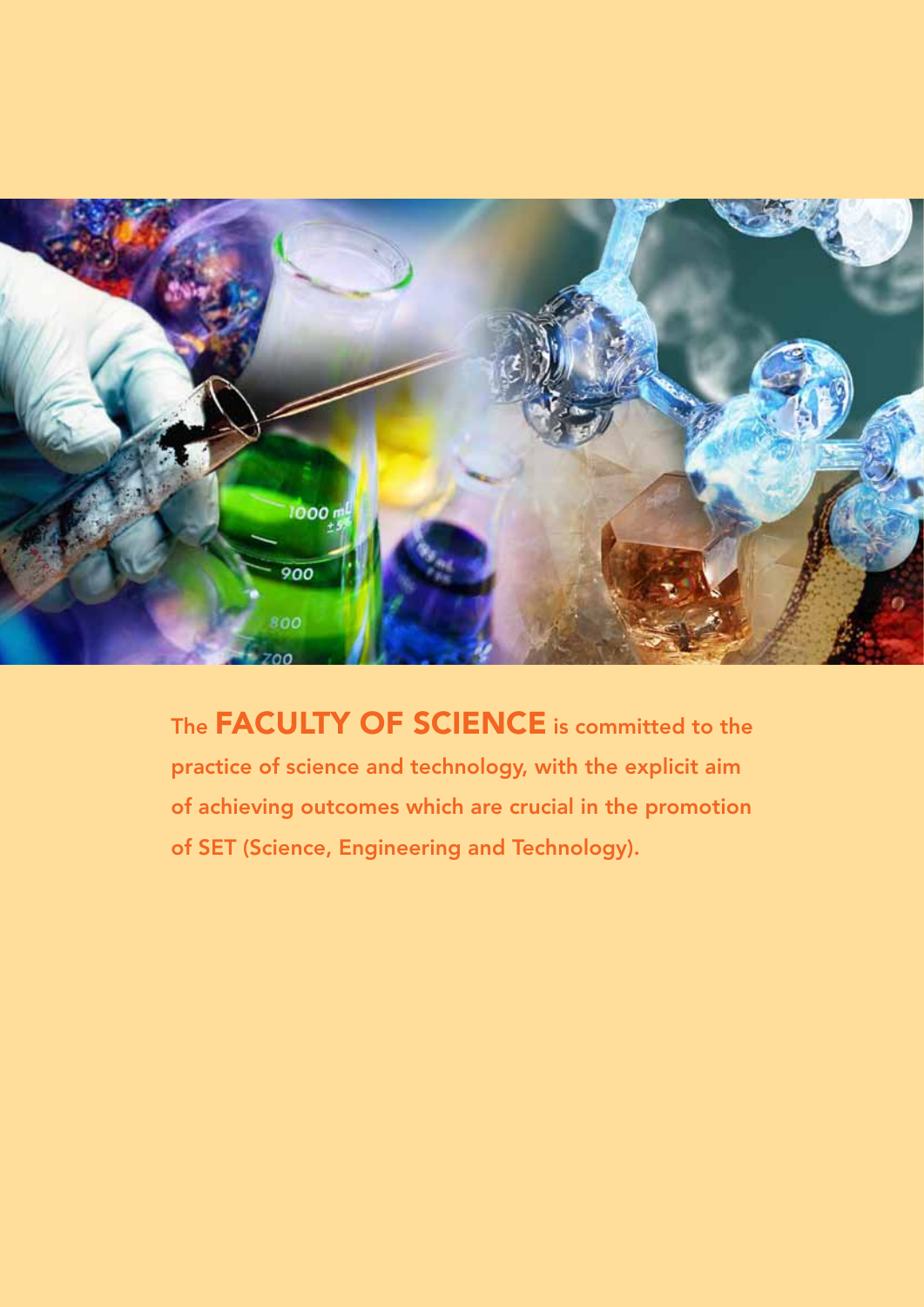The **FACTULTY OF SCIENCE** is committed to the practice of science and technology, with the explicit aim of achieving outcomes which are crucial in the promotion of SET (Science, Engineering and Technology).

The **FACULTY OF SCIENCE** is committed to the practice of science and technology, with the explicit aim of achieving outcomes which are crucial in the promotion of SET (Science, Engineering and Technology).